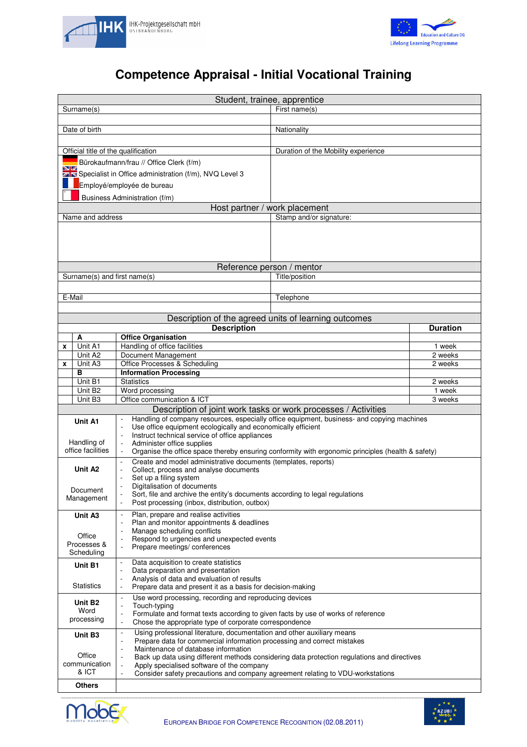# Competence Appraisal - Initial Vocational Training

| Student, trainee, apprentice | |
|---|---|
| Surname(s) | First name(s) |
| | |
| Date of birth | Nationality |
| | |
| Official title of the qualification | Duration of the Mobility experience |
| Bürokaufmann/frau // Office Clerk (f/m)<br>Specialist in Office administration (f/m), NVQ Level 3<br>Employé/employée de bureau<br>Business Administration (f/m) | |

| Host partner / work placement | |
|---|---|
| Name and address | Stamp and/or signature: |
| | |

| Reference person / mentor | |
|---|---|
| Surname(s) and first name(s) | Title/position |
| | |
| E-Mail | Telephone |
| | |

**Description of the agreed units of learning outcomes**

| | | Description | Duration |
|---|---|---|---|
| | **A** | **Office Organisation** | |
| x | Unit A1 | Handling of office facilities | 1 week |
| | Unit A2 | Document Management | 2 weeks |
| x | Unit A3 | Office Processes & Scheduling | 2 weeks |
| | **B** | **Information Processing** | |
| | Unit B1 | Statistics | 2 weeks |
| | Unit B2 | Word processing | 1 week |
| | Unit B3 | Office communication & ICT | 3 weeks |

**Description of joint work tasks or work processes / Activities**

| Unit | Activities |
|---|---|
| **Unit A1**<br>Handling of office facilities | - Handling of company resources, especially office equipment, business- and copying machines<br>- Use office equipment ecologically and economically efficient<br>- Instruct technical service of office appliances<br>- Administer office supplies<br>- Organise the office space thereby ensuring conformity with ergonomic principles (health & safety) |
| **Unit A2**<br>Document Management | - Create and model administrative documents (templates, reports)<br>- Collect, process and analyse documents<br>- Set up a filing system<br>- Digitalisation of documents<br>- Sort, file and archive the entity's documents according to legal regulations<br>- Post processing (inbox, distribution, outbox) |
| **Unit A3**<br>Office Processes & Scheduling | - Plan, prepare and realise activities<br>- Plan and monitor appointments & deadlines<br>- Manage scheduling conflicts<br>- Respond to urgencies and unexpected events<br>- Prepare meetings/ conferences |
| **Unit B1**<br>Statistics | - Data acquisition to create statistics<br>- Data preparation and presentation<br>- Analysis of data and evaluation of results<br>- Prepare data and present it as a basis for decision-making |
| **Unit B2**<br>Word processing | - Use word processing, recording and reproducing devices<br>- Touch-typing<br>- Formulate and format texts according to given facts by use of works of reference<br>- Chose the appropriate type of corporate correspondence |
| **Unit B3**<br>Office communication & ICT | - Using professional literature, documentation and other auxiliary means<br>- Prepare data for commercial information processing and correct mistakes<br>- Maintenance of database information<br>- Back up data using different methods considering data protection regulations and directives<br>- Apply specialised software of the company<br>- Consider safety precautions and company agreement relating to VDU-workstations |
| **Others** | |

European Bridge for Competence Recognition (02.08.2011)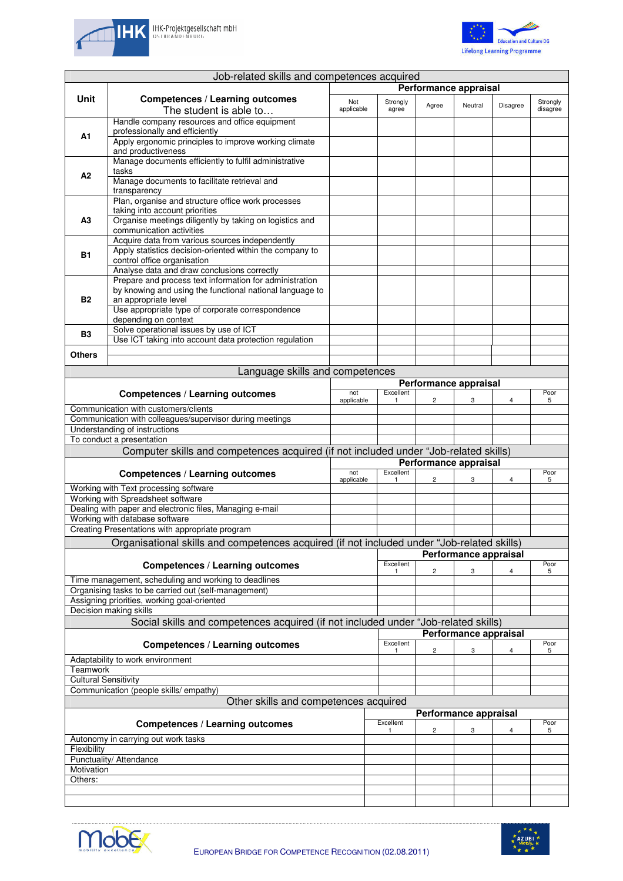## Job-related skills and competences acquired

| Unit | Competences / Learning outcomes The student is able to… | Performance appraisal | | | | | |
|---|---|---|---|---|---|---|---|
| | | Not applicable | Strongly agree | Agree | Neutral | Disagree | Strongly disagree |
| A1 | Handle company resources and office equipment professionally and efficiently | | | | | | |
| | Apply ergonomic principles to improve working climate and productiveness | | | | | | |
| A2 | Manage documents efficiently to fulfil administrative tasks | | | | | | |
| | Manage documents to facilitate retrieval and transparency | | | | | | |
| A3 | Plan, organise and structure office work processes taking into account priorities | | | | | | |
| | Organise meetings diligently by taking on logistics and communication activities | | | | | | |
| B1 | Acquire data from various sources independently | | | | | | |
| | Apply statistics decision-oriented within the company to control office organisation | | | | | | |
| | Analyse data and draw conclusions correctly | | | | | | |
| B2 | Prepare and process text information for administration by knowing and using the functional national language to an appropriate level | | | | | | |
| | Use appropriate type of corporate correspondence depending on context | | | | | | |
| B3 | Solve operational issues by use of ICT | | | | | | |
| | Use ICT taking into account data protection regulation | | | | | | |
| Others | | | | | | | |
| | | | | | | | |

## Language skills and competences

| Competences / Learning outcomes | Performance appraisal | | | | | |
|---|---|---|---|---|---|---|
| | not applicable | Excellent 1 | 2 | 3 | 4 | Poor 5 |
| Communication with customers/clients | | | | | | |
| Communication with colleagues/supervisor during meetings | | | | | | |
| Understanding of instructions | | | | | | |
| To conduct a presentation | | | | | | |

## Computer skills and competences acquired (if not included under "Job-related skills)

| Competences / Learning outcomes | Performance appraisal | | | | | |
|---|---|---|---|---|---|---|
| | not applicable | Excellent 1 | 2 | 3 | 4 | Poor 5 |
| Working with Text processing software | | | | | | |
| Working with Spreadsheet software | | | | | | |
| Dealing with paper and electronic files, Managing e-mail | | | | | | |
| Working with database software | | | | | | |
| Creating Presentations with appropriate program | | | | | | |

## Organisational skills and competences acquired (if not included under "Job-related skills)

| Competences / Learning outcomes | Performance appraisal | | | | |
|---|---|---|---|---|---|
| | Excellent 1 | 2 | 3 | 4 | Poor 5 |
| Time management, scheduling and working to deadlines | | | | | |
| Organising tasks to be carried out (self-management) | | | | | |
| Assigning priorities, working goal-oriented | | | | | |
| Decision making skills | | | | | |

## Social skills and competences acquired (if not included under "Job-related skills)

| Competences / Learning outcomes | Performance appraisal | | | | |
|---|---|---|---|---|---|
| | Excellent 1 | 2 | 3 | 4 | Poor 5 |
| Adaptability to work environment | | | | | |
| Teamwork | | | | | |
| Cultural Sensitivity | | | | | |
| Communication (people skills/ empathy) | | | | | |

## Other skills and competences acquired

| Competences / Learning outcomes | Performance appraisal | | | | |
|---|---|---|---|---|---|
| | Excellent 1 | 2 | 3 | 4 | Poor 5 |
| Autonomy in carrying out work tasks | | | | | |
| Flexibility | | | | | |
| Punctuality/ Attendance | | | | | |
| Motivation | | | | | |
| Others: | | | | | |
| | | | | | |
| | | | | | |